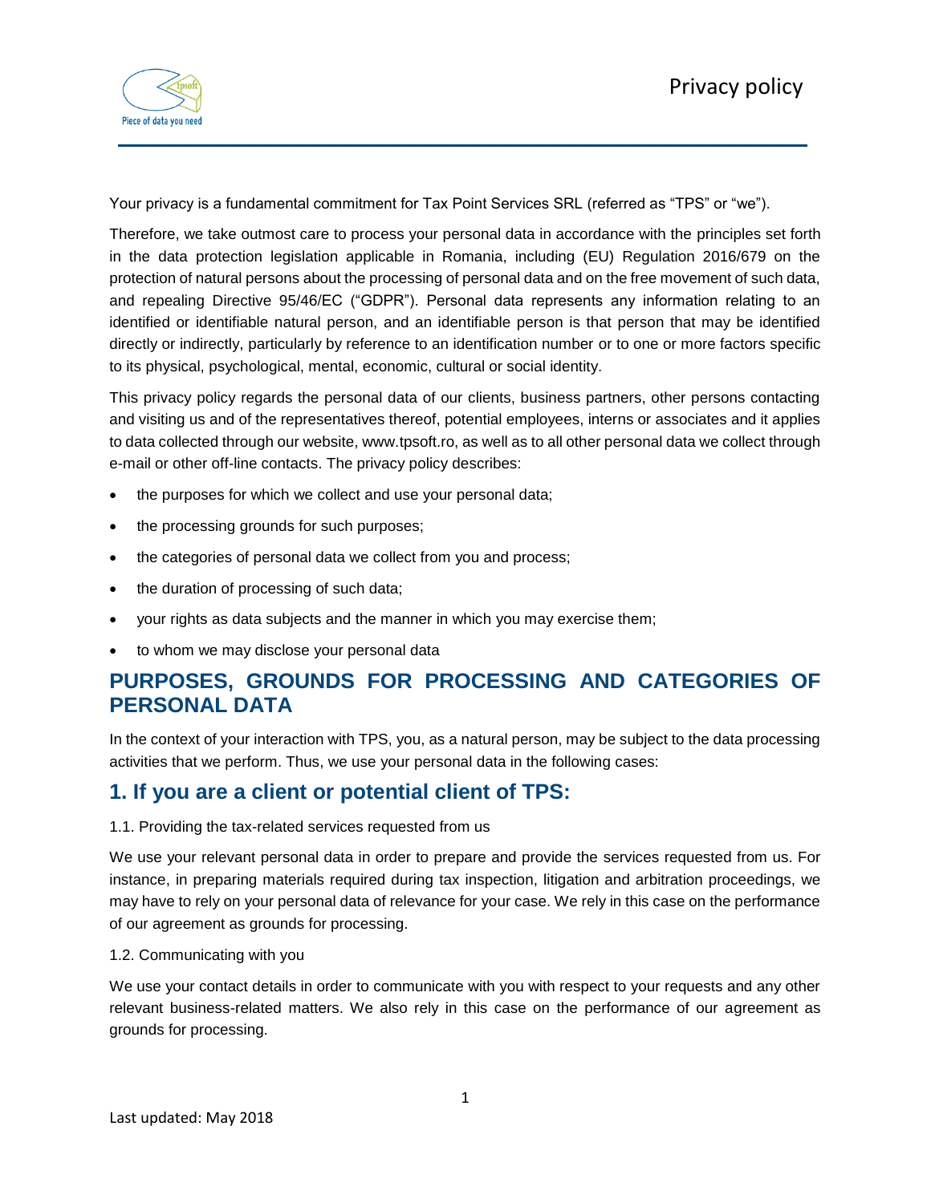# Privacy policy

Your privacy is a fundamental commitment for Tax Point Services SRL (referred as "TPS" or "we").

Therefore, we take outmost care to process your personal data in accordance with the principles set forth in the data protection legislation applicable in Romania, including (EU) Regulation 2016/679 on the protection of natural persons about the processing of personal data and on the free movement of such data, and repealing Directive 95/46/EC ("GDPR"). Personal data represents any information relating to an identified or identifiable natural person, and an identifiable person is that person that may be identified directly or indirectly, particularly by reference to an identification number or to one or more factors specific to its physical, psychological, mental, economic, cultural or social identity.

This privacy policy regards the personal data of our clients, business partners, other persons contacting and visiting us and of the representatives thereof, potential employees, interns or associates and it applies to data collected through our website, www.tpsoft.ro, as well as to all other personal data we collect through e-mail or other off-line contacts. The privacy policy describes:

- the purposes for which we collect and use your personal data;
- the processing grounds for such purposes;
- the categories of personal data we collect from you and process;
- the duration of processing of such data;
- your rights as data subjects and the manner in which you may exercise them;
- to whom we may disclose your personal data

## PURPOSES, GROUNDS FOR PROCESSING AND CATEGORIES OF PERSONAL DATA

In the context of your interaction with TPS, you, as a natural person, may be subject to the data processing activities that we perform. Thus, we use your personal data in the following cases:

## 1. If you are a client or potential client of TPS:

1.1. Providing the tax-related services requested from us

We use your relevant personal data in order to prepare and provide the services requested from us. For instance, in preparing materials required during tax inspection, litigation and arbitration proceedings, we may have to rely on your personal data of relevance for your case. We rely in this case on the performance of our agreement as grounds for processing.

1.2. Communicating with you

We use your contact details in order to communicate with you with respect to your requests and any other relevant business-related matters. We also rely in this case on the performance of our agreement as grounds for processing.

Last updated: May 2018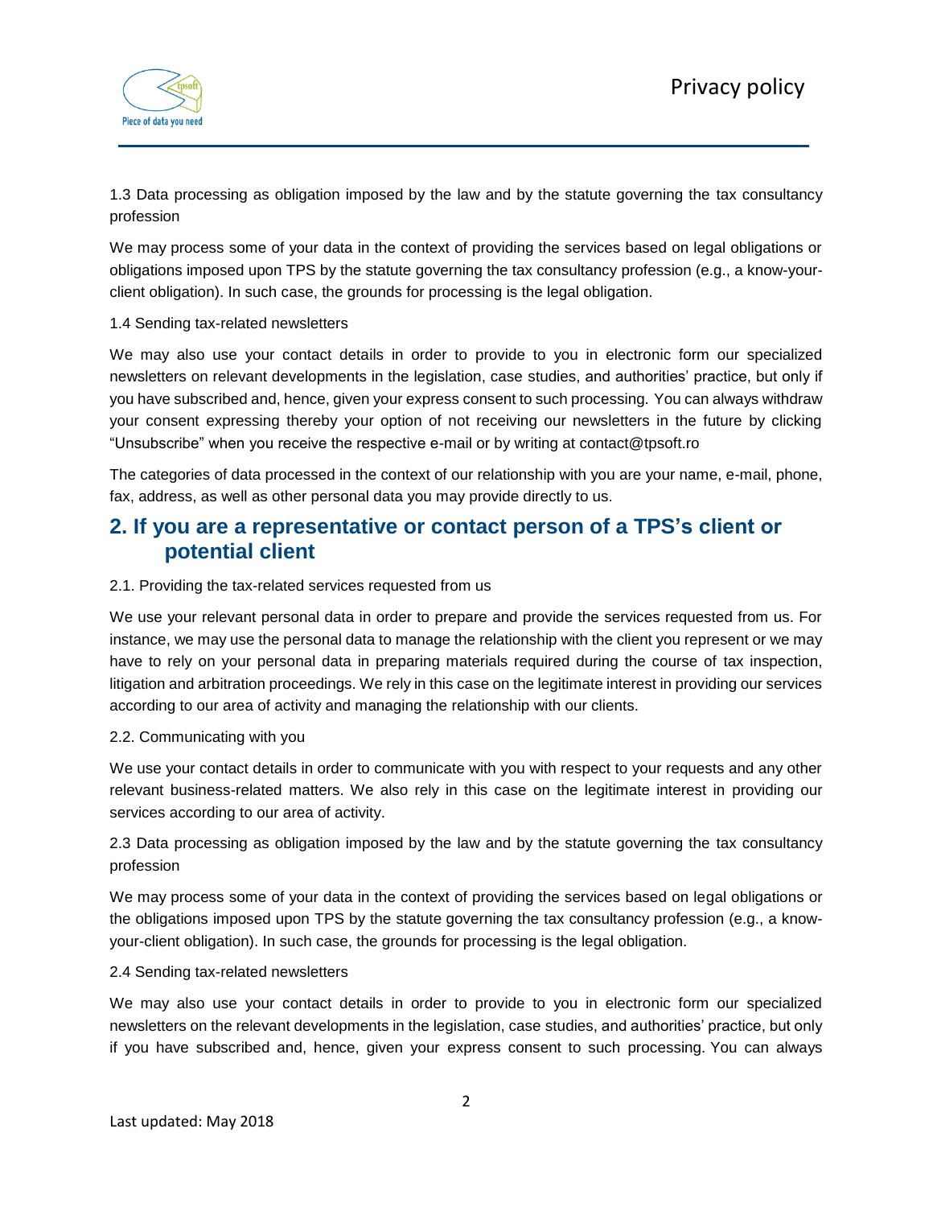1.3 Data processing as obligation imposed by the law and by the statute governing the tax consultancy profession

We may process some of your data in the context of providing the services based on legal obligations or obligations imposed upon TPS by the statute governing the tax consultancy profession (e.g., a know-your-client obligation). In such case, the grounds for processing is the legal obligation.

1.4 Sending tax-related newsletters

We may also use your contact details in order to provide to you in electronic form our specialized newsletters on relevant developments in the legislation, case studies, and authorities' practice, but only if you have subscribed and, hence, given your express consent to such processing. You can always withdraw your consent expressing thereby your option of not receiving our newsletters in the future by clicking "Unsubscribe" when you receive the respective e-mail or by writing at contact@tpsoft.ro

The categories of data processed in the context of our relationship with you are your name, e-mail, phone, fax, address, as well as other personal data you may provide directly to us.

## 2. If you are a representative or contact person of a TPS's client or potential client

2.1. Providing the tax-related services requested from us

We use your relevant personal data in order to prepare and provide the services requested from us. For instance, we may use the personal data to manage the relationship with the client you represent or we may have to rely on your personal data in preparing materials required during the course of tax inspection, litigation and arbitration proceedings. We rely in this case on the legitimate interest in providing our services according to our area of activity and managing the relationship with our clients.

2.2. Communicating with you

We use your contact details in order to communicate with you with respect to your requests and any other relevant business-related matters. We also rely in this case on the legitimate interest in providing our services according to our area of activity.

2.3 Data processing as obligation imposed by the law and by the statute governing the tax consultancy profession

We may process some of your data in the context of providing the services based on legal obligations or the obligations imposed upon TPS by the statute governing the tax consultancy profession (e.g., a know-your-client obligation). In such case, the grounds for processing is the legal obligation.

2.4 Sending tax-related newsletters

We may also use your contact details in order to provide to you in electronic form our specialized newsletters on the relevant developments in the legislation, case studies, and authorities' practice, but only if you have subscribed and, hence, given your express consent to such processing. You can always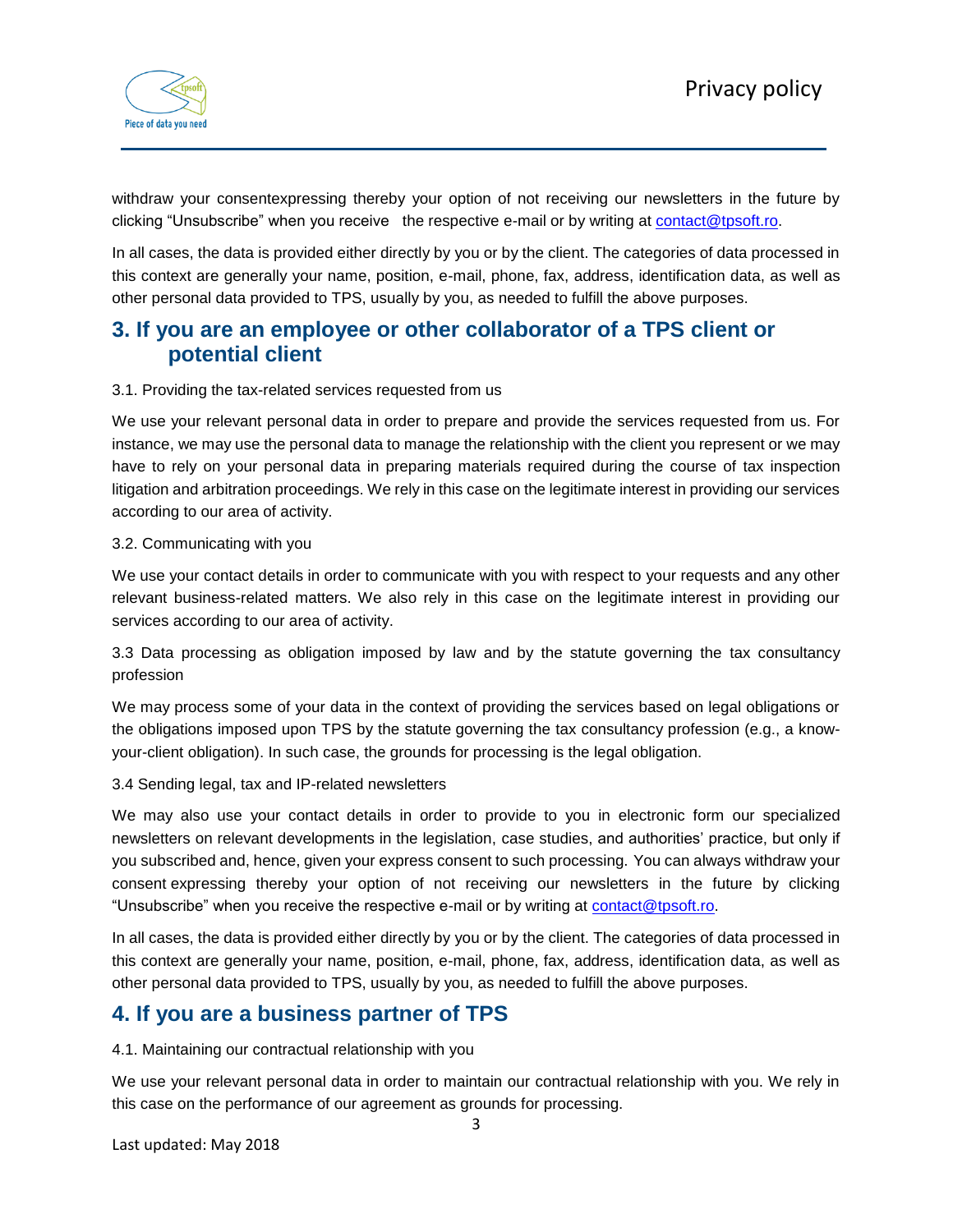withdraw your consentexpressing thereby your option of not receiving our newsletters in the future by clicking “Unsubscribe” when you receive the respective e-mail or by writing at contact@tpsoft.ro.

In all cases, the data is provided either directly by you or by the client. The categories of data processed in this context are generally your name, position, e-mail, phone, fax, address, identification data, as well as other personal data provided to TPS, usually by you, as needed to fulfill the above purposes.

## 3. If you are an employee or other collaborator of a TPS client or potential client

3.1. Providing the tax-related services requested from us

We use your relevant personal data in order to prepare and provide the services requested from us. For instance, we may use the personal data to manage the relationship with the client you represent or we may have to rely on your personal data in preparing materials required during the course of tax inspection litigation and arbitration proceedings. We rely in this case on the legitimate interest in providing our services according to our area of activity.

3.2. Communicating with you

We use your contact details in order to communicate with you with respect to your requests and any other relevant business-related matters. We also rely in this case on the legitimate interest in providing our services according to our area of activity.

3.3 Data processing as obligation imposed by law and by the statute governing the tax consultancy profession

We may process some of your data in the context of providing the services based on legal obligations or the obligations imposed upon TPS by the statute governing the tax consultancy profession (e.g., a know-your-client obligation). In such case, the grounds for processing is the legal obligation.

3.4 Sending legal, tax and IP-related newsletters

We may also use your contact details in order to provide to you in electronic form our specialized newsletters on relevant developments in the legislation, case studies, and authorities' practice, but only if you subscribed and, hence, given your express consent to such processing. You can always withdraw your consent expressing thereby your option of not receiving our newsletters in the future by clicking “Unsubscribe” when you receive the respective e-mail or by writing at contact@tpsoft.ro.

In all cases, the data is provided either directly by you or by the client. The categories of data processed in this context are generally your name, position, e-mail, phone, fax, address, identification data, as well as other personal data provided to TPS, usually by you, as needed to fulfill the above purposes.

## 4. If you are a business partner of TPS

4.1. Maintaining our contractual relationship with you

We use your relevant personal data in order to maintain our contractual relationship with you. We rely in this case on the performance of our agreement as grounds for processing.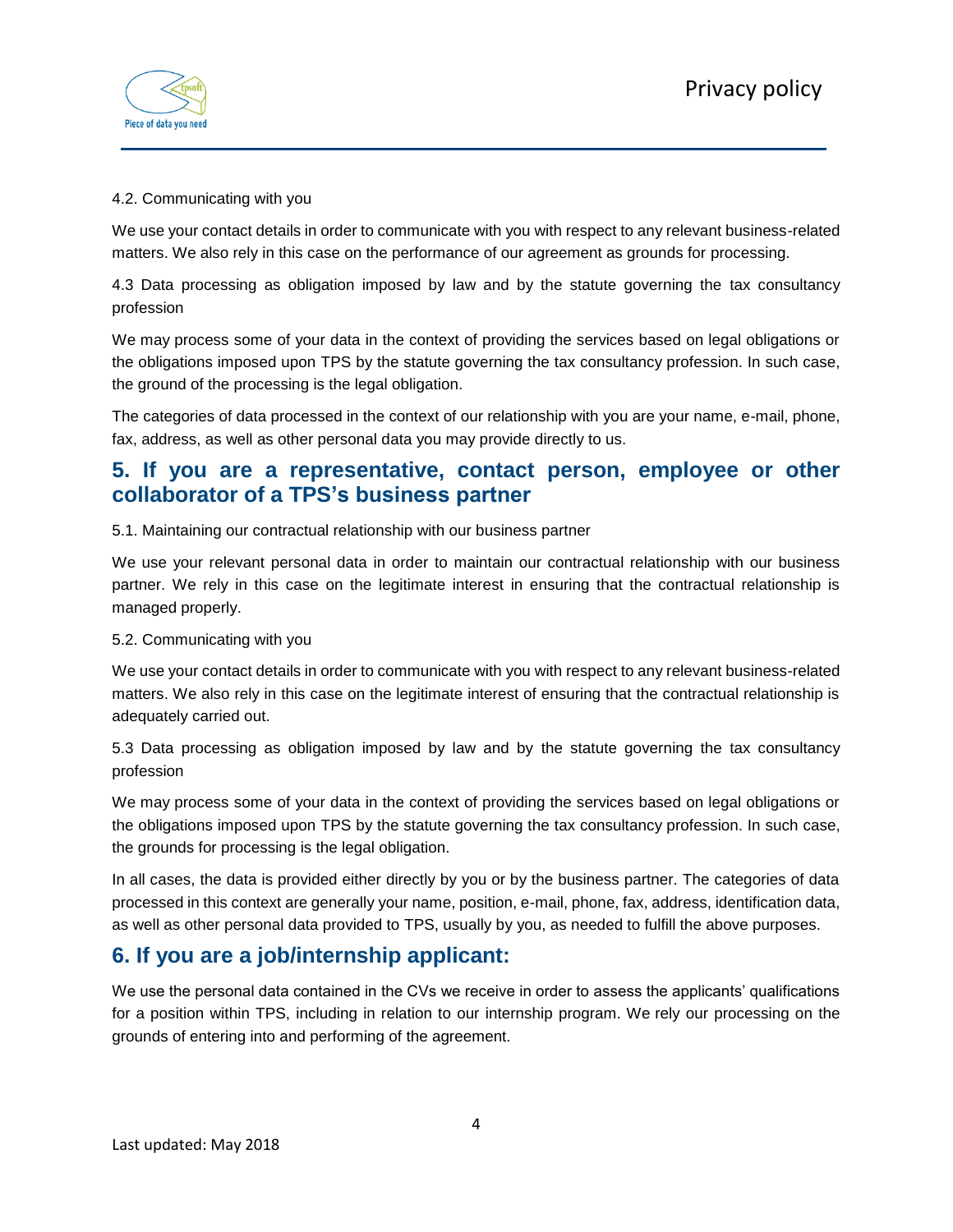4.2. Communicating with you

We use your contact details in order to communicate with you with respect to any relevant business-related matters. We also rely in this case on the performance of our agreement as grounds for processing.

4.3 Data processing as obligation imposed by law and by the statute governing the tax consultancy profession

We may process some of your data in the context of providing the services based on legal obligations or the obligations imposed upon TPS by the statute governing the tax consultancy profession. In such case, the ground of the processing is the legal obligation.

The categories of data processed in the context of our relationship with you are your name, e-mail, phone, fax, address, as well as other personal data you may provide directly to us.

## 5. If you are a representative, contact person, employee or other collaborator of a TPS's business partner

5.1. Maintaining our contractual relationship with our business partner

We use your relevant personal data in order to maintain our contractual relationship with our business partner. We rely in this case on the legitimate interest in ensuring that the contractual relationship is managed properly.

5.2. Communicating with you

We use your contact details in order to communicate with you with respect to any relevant business-related matters. We also rely in this case on the legitimate interest of ensuring that the contractual relationship is adequately carried out.

5.3 Data processing as obligation imposed by law and by the statute governing the tax consultancy profession

We may process some of your data in the context of providing the services based on legal obligations or the obligations imposed upon TPS by the statute governing the tax consultancy profession. In such case, the grounds for processing is the legal obligation.

In all cases, the data is provided either directly by you or by the business partner. The categories of data processed in this context are generally your name, position, e-mail, phone, fax, address, identification data, as well as other personal data provided to TPS, usually by you, as needed to fulfill the above purposes.

## 6. If you are a job/internship applicant:

We use the personal data contained in the CVs we receive in order to assess the applicants' qualifications for a position within TPS, including in relation to our internship program. We rely our processing on the grounds of entering into and performing of the agreement.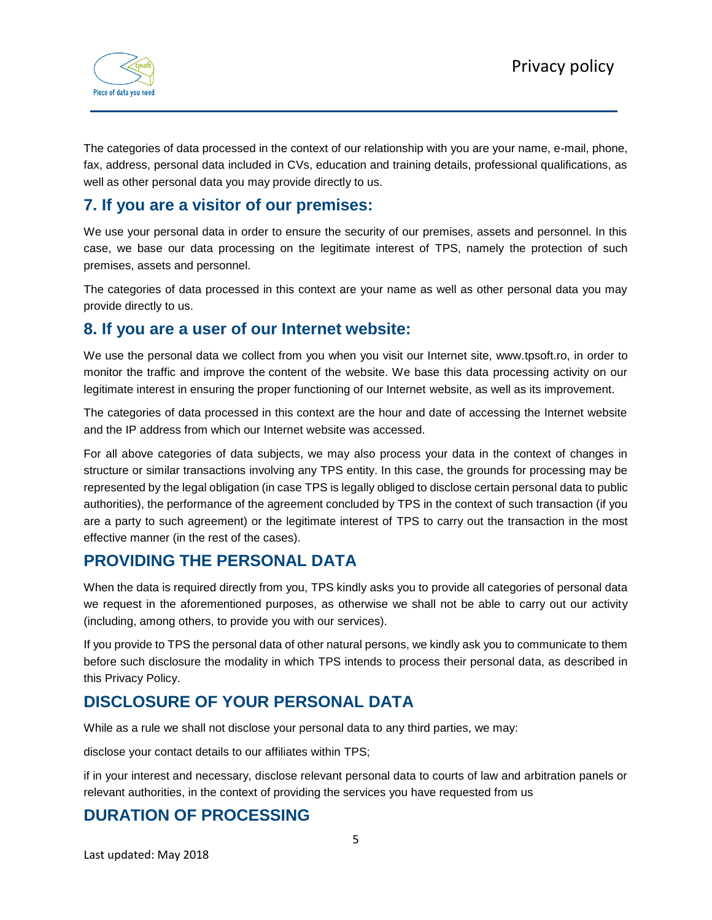The categories of data processed in the context of our relationship with you are your name, e-mail, phone, fax, address, personal data included in CVs, education and training details, professional qualifications, as well as other personal data you may provide directly to us.

## 7. If you are a visitor of our premises:

We use your personal data in order to ensure the security of our premises, assets and personnel. In this case, we base our data processing on the legitimate interest of TPS, namely the protection of such premises, assets and personnel.

The categories of data processed in this context are your name as well as other personal data you may provide directly to us.

## 8. If you are a user of our Internet website:

We use the personal data we collect from you when you visit our Internet site, www.tpsoft.ro, in order to monitor the traffic and improve the content of the website. We base this data processing activity on our legitimate interest in ensuring the proper functioning of our Internet website, as well as its improvement.

The categories of data processed in this context are the hour and date of accessing the Internet website and the IP address from which our Internet website was accessed.

For all above categories of data subjects, we may also process your data in the context of changes in structure or similar transactions involving any TPS entity. In this case, the grounds for processing may be represented by the legal obligation (in case TPS is legally obliged to disclose certain personal data to public authorities), the performance of the agreement concluded by TPS in the context of such transaction (if you are a party to such agreement) or the legitimate interest of TPS to carry out the transaction in the most effective manner (in the rest of the cases).

## PROVIDING THE PERSONAL DATA

When the data is required directly from you, TPS kindly asks you to provide all categories of personal data we request in the aforementioned purposes, as otherwise we shall not be able to carry out our activity (including, among others, to provide you with our services).

If you provide to TPS the personal data of other natural persons, we kindly ask you to communicate to them before such disclosure the modality in which TPS intends to process their personal data, as described in this Privacy Policy.

## DISCLOSURE OF YOUR PERSONAL DATA

While as a rule we shall not disclose your personal data to any third parties, we may:

disclose your contact details to our affiliates within TPS;

if in your interest and necessary, disclose relevant personal data to courts of law and arbitration panels or relevant authorities, in the context of providing the services you have requested from us

## DURATION OF PROCESSING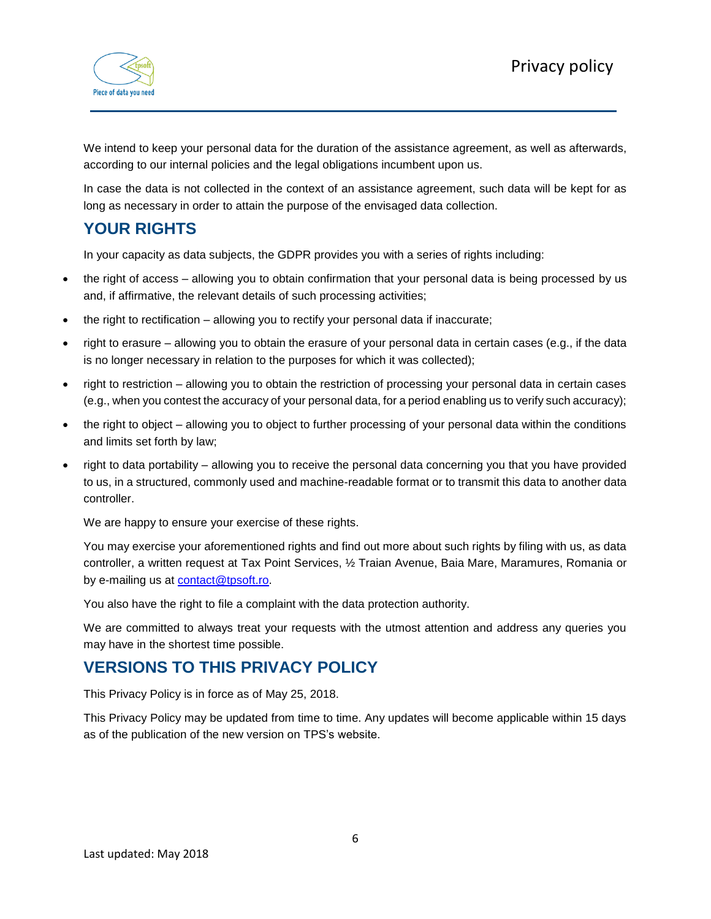We intend to keep your personal data for the duration of the assistance agreement, as well as afterwards, according to our internal policies and the legal obligations incumbent upon us.

In case the data is not collected in the context of an assistance agreement, such data will be kept for as long as necessary in order to attain the purpose of the envisaged data collection.

## YOUR RIGHTS

In your capacity as data subjects, the GDPR provides you with a series of rights including:

- the right of access – allowing you to obtain confirmation that your personal data is being processed by us and, if affirmative, the relevant details of such processing activities;
- the right to rectification – allowing you to rectify your personal data if inaccurate;
- right to erasure – allowing you to obtain the erasure of your personal data in certain cases (e.g., if the data is no longer necessary in relation to the purposes for which it was collected);
- right to restriction – allowing you to obtain the restriction of processing your personal data in certain cases (e.g., when you contest the accuracy of your personal data, for a period enabling us to verify such accuracy);
- the right to object – allowing you to object to further processing of your personal data within the conditions and limits set forth by law;
- right to data portability – allowing you to receive the personal data concerning you that you have provided to us, in a structured, commonly used and machine-readable format or to transmit this data to another data controller.

We are happy to ensure your exercise of these rights.

You may exercise your aforementioned rights and find out more about such rights by filing with us, as data controller, a written request at Tax Point Services, ½ Traian Avenue, Baia Mare, Maramures, Romania or by e-mailing us at contact@tpsoft.ro.

You also have the right to file a complaint with the data protection authority.

We are committed to always treat your requests with the utmost attention and address any queries you may have in the shortest time possible.

## VERSIONS TO THIS PRIVACY POLICY

This Privacy Policy is in force as of May 25, 2018.

This Privacy Policy may be updated from time to time. Any updates will become applicable within 15 days as of the publication of the new version on TPS's website.